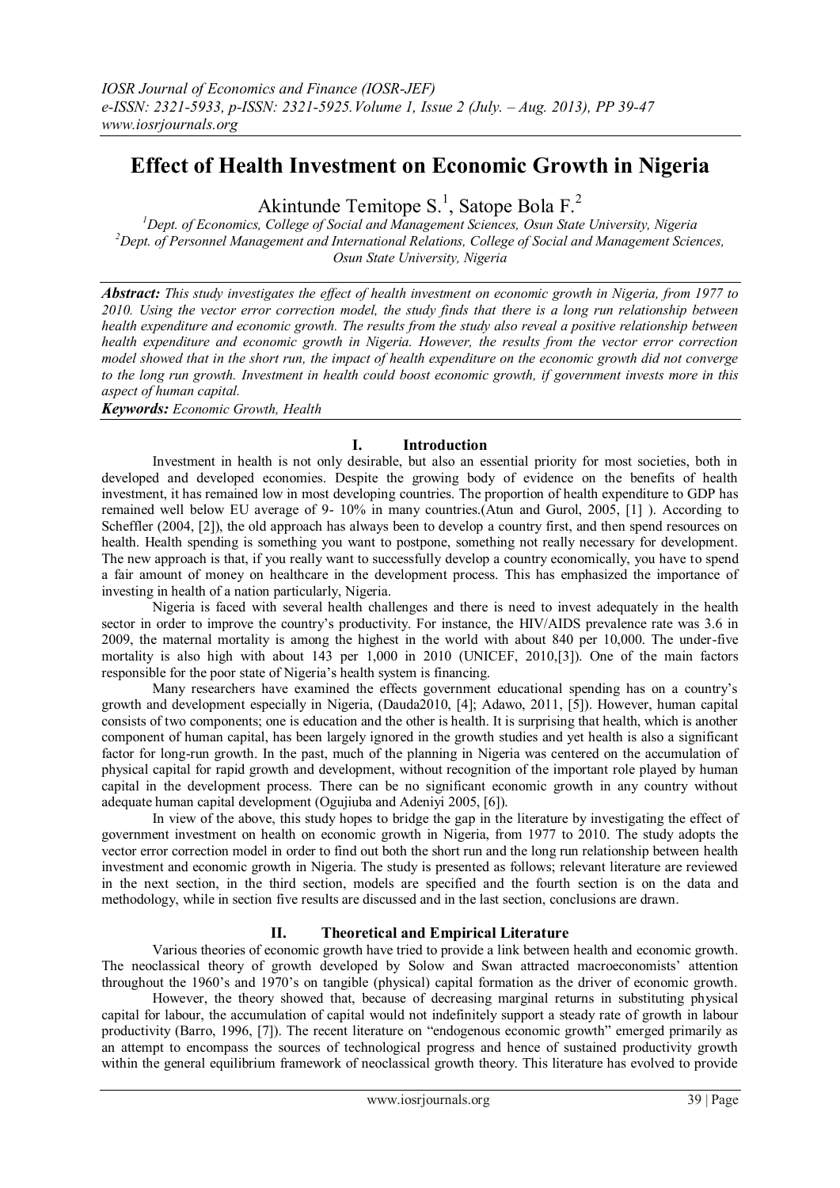# Effect of Health Investment on Economic Growth in Nigeria

Akintunde Temitope S.[1], Satope Bola F.[2]

[1]Dept. of Economics, College of Social and Management Sciences, Osun State University, Nigeria
[2]Dept. of Personnel Management and International Relations, College of Social and Management Sciences, Osun State University, Nigeria

***Abstract:*** *This study investigates the effect of health investment on economic growth in Nigeria, from 1977 to 2010. Using the vector error correction model, the study finds that there is a long run relationship between health expenditure and economic growth. The results from the study also reveal a positive relationship between health expenditure and economic growth in Nigeria. However, the results from the vector error correction model showed that in the short run, the impact of health expenditure on the economic growth did not converge to the long run growth. Investment in health could boost economic growth, if government invests more in this aspect of human capital.*

***Keywords:*** *Economic Growth, Health*

## I. Introduction

Investment in health is not only desirable, but also an essential priority for most societies, both in developed and developed economies. Despite the growing body of evidence on the benefits of health investment, it has remained low in most developing countries. The proportion of health expenditure to GDP has remained well below EU average of 9- 10% in many countries.(Atun and Gurol, 2005, [1] ). According to Scheffler (2004, [2]), the old approach has always been to develop a country first, and then spend resources on health. Health spending is something you want to postpone, something not really necessary for development. The new approach is that, if you really want to successfully develop a country economically, you have to spend a fair amount of money on healthcare in the development process. This has emphasized the importance of investing in health of a nation particularly, Nigeria.

Nigeria is faced with several health challenges and there is need to invest adequately in the health sector in order to improve the country's productivity. For instance, the HIV/AIDS prevalence rate was 3.6 in 2009, the maternal mortality is among the highest in the world with about 840 per 10,000. The under-five mortality is also high with about 143 per 1,000 in 2010 (UNICEF, 2010,[3]). One of the main factors responsible for the poor state of Nigeria's health system is financing.

Many researchers have examined the effects government educational spending has on a country's growth and development especially in Nigeria, (Dauda2010, [4]; Adawo, 2011, [5]). However, human capital consists of two components; one is education and the other is health. It is surprising that health, which is another component of human capital, has been largely ignored in the growth studies and yet health is also a significant factor for long-run growth. In the past, much of the planning in Nigeria was centered on the accumulation of physical capital for rapid growth and development, without recognition of the important role played by human capital in the development process. There can be no significant economic growth in any country without adequate human capital development (Ogujiuba and Adeniyi 2005, [6]).

In view of the above, this study hopes to bridge the gap in the literature by investigating the effect of government investment on health on economic growth in Nigeria, from 1977 to 2010. The study adopts the vector error correction model in order to find out both the short run and the long run relationship between health investment and economic growth in Nigeria. The study is presented as follows; relevant literature are reviewed in the next section, in the third section, models are specified and the fourth section is on the data and methodology, while in section five results are discussed and in the last section, conclusions are drawn.

## II. Theoretical and Empirical Literature

Various theories of economic growth have tried to provide a link between health and economic growth. The neoclassical theory of growth developed by Solow and Swan attracted macroeconomists' attention throughout the 1960's and 1970's on tangible (physical) capital formation as the driver of economic growth.

However, the theory showed that, because of decreasing marginal returns in substituting physical capital for labour, the accumulation of capital would not indefinitely support a steady rate of growth in labour productivity (Barro, 1996, [7]). The recent literature on "endogenous economic growth" emerged primarily as an attempt to encompass the sources of technological progress and hence of sustained productivity growth within the general equilibrium framework of neoclassical growth theory. This literature has evolved to provide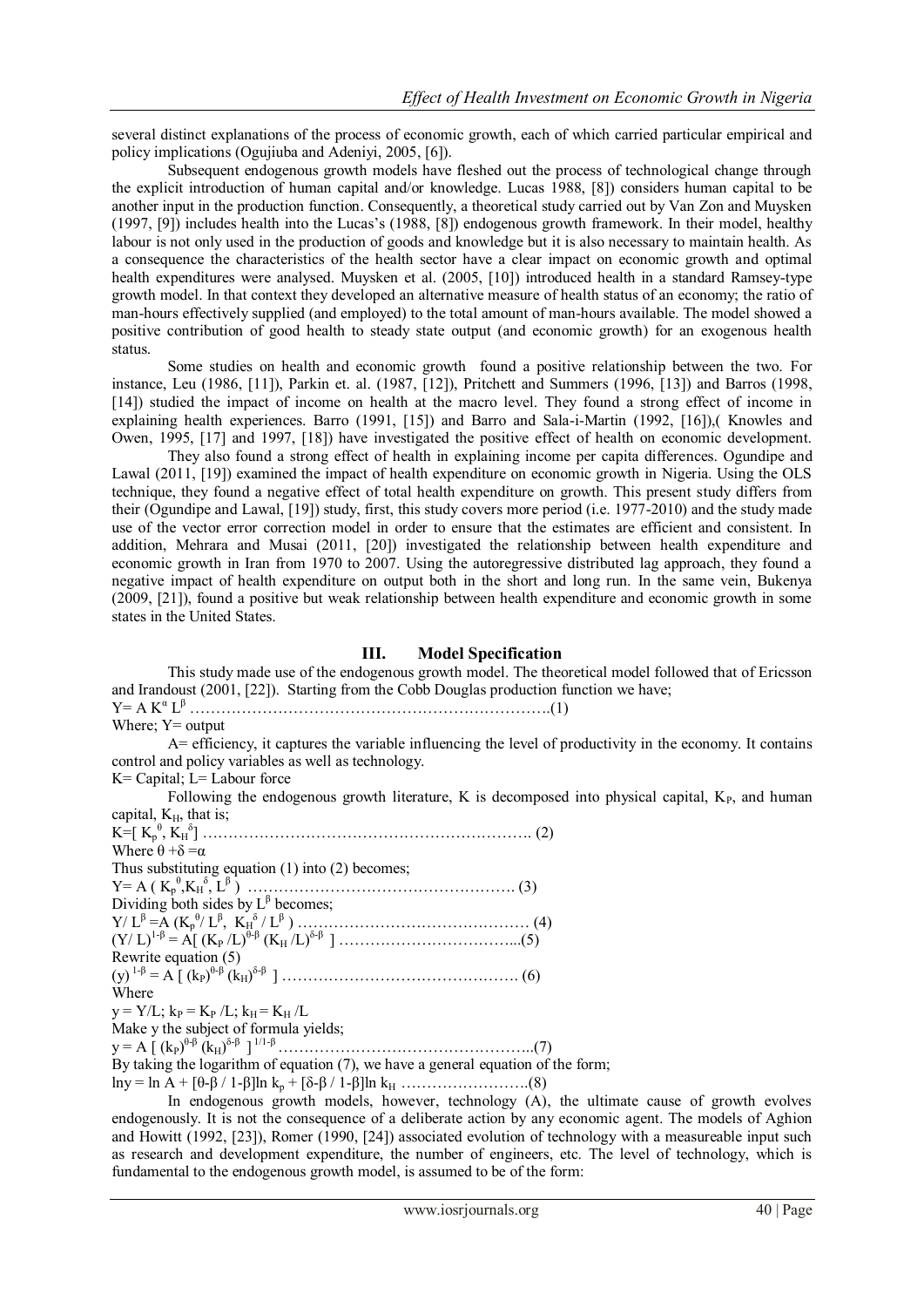several distinct explanations of the process of economic growth, each of which carried particular empirical and policy implications (Ogujiuba and Adeniyi, 2005, [6]).

Subsequent endogenous growth models have fleshed out the process of technological change through the explicit introduction of human capital and/or knowledge. Lucas 1988, [8]) considers human capital to be another input in the production function. Consequently, a theoretical study carried out by Van Zon and Muysken (1997, [9]) includes health into the Lucas's (1988, [8]) endogenous growth framework. In their model, healthy labour is not only used in the production of goods and knowledge but it is also necessary to maintain health. As a consequence the characteristics of the health sector have a clear impact on economic growth and optimal health expenditures were analysed. Muysken et al. (2005, [10]) introduced health in a standard Ramsey-type growth model. In that context they developed an alternative measure of health status of an economy; the ratio of man-hours effectively supplied (and employed) to the total amount of man-hours available. The model showed a positive contribution of good health to steady state output (and economic growth) for an exogenous health status.

Some studies on health and economic growth found a positive relationship between the two. For instance, Leu (1986, [11]), Parkin et. al. (1987, [12]), Pritchett and Summers (1996, [13]) and Barros (1998, [14]) studied the impact of income on health at the macro level. They found a strong effect of income in explaining health experiences. Barro (1991, [15]) and Barro and Sala-i-Martin (1992, [16]),( Knowles and Owen, 1995, [17] and 1997, [18]) have investigated the positive effect of health on economic development.

They also found a strong effect of health in explaining income per capita differences. Ogundipe and Lawal (2011, [19]) examined the impact of health expenditure on economic growth in Nigeria. Using the OLS technique, they found a negative effect of total health expenditure on growth. This present study differs from their (Ogundipe and Lawal, [19]) study, first, this study covers more period (i.e. 1977-2010) and the study made use of the vector error correction model in order to ensure that the estimates are efficient and consistent. In addition, Mehrara and Musai (2011, [20]) investigated the relationship between health expenditure and economic growth in Iran from 1970 to 2007. Using the autoregressive distributed lag approach, they found a negative impact of health expenditure on output both in the short and long run. In the same vein, Bukenya (2009, [21]), found a positive but weak relationship between health expenditure and economic growth in some states in the United States.

## III. Model Specification

This study made use of the endogenous growth model. The theoretical model followed that of Ericsson and Irandoust (2001, [22]). Starting from the Cobb Douglas production function we have;

$$Y = A K^{\alpha} L^{\beta} \quad \text{..........(1)}$$

Where; Y= output

A= efficiency, it captures the variable influencing the level of productivity in the economy. It contains control and policy variables as well as technology.

K= Capital; L= Labour force

Following the endogenous growth literature, K is decomposed into physical capital, $K_P$, and human capital, $K_H$, that is;

$$K = [K_p^{\theta}, K_H^{\delta}] \quad \text{..........(2)}$$

Where $\theta + \delta = \alpha$

Thus substituting equation (1) into (2) becomes;

$$Y = A(K_p^{\theta}, K_H^{\delta}, L^{\beta}) \quad \text{..........(3)}$$

Dividing both sides by $L^{\beta}$ becomes;

$$Y/L^{\beta} = A(K_p^{\theta}/L^{\beta}, K_H^{\delta}/L^{\beta}) \quad \text{..........(4)}$$

$$(Y/L)^{1-\beta} = A[(K_P/L)^{\theta-\beta}(K_H/L)^{\delta-\beta}] \quad \text{..........(5)}$$

Rewrite equation (5)

$$(y)^{1-\beta} = A[(k_P)^{\theta-\beta}(k_H)^{\delta-\beta}] \quad \text{..........(6)}$$

Where

$y = Y/L$; $k_P = K_P/L$; $k_H = K_H/L$

Make y the subject of formula yields;

$$y = A[(k_P)^{\theta-\beta}(k_H)^{\delta-\beta}]^{1/1-\beta} \quad \text{..........(7)}$$

By taking the logarithm of equation (7), we have a general equation of the form;

$$\ln y = \ln A + [\theta-\beta / 1-\beta]\ln k_p + [\delta-\beta / 1-\beta]\ln k_H \quad \text{..........(8)}$$

In endogenous growth models, however, technology (A), the ultimate cause of growth evolves endogenously. It is not the consequence of a deliberate action by any economic agent. The models of Aghion and Howitt (1992, [23]), Romer (1990, [24]) associated evolution of technology with a measureable input such as research and development expenditure, the number of engineers, etc. The level of technology, which is fundamental to the endogenous growth model, is assumed to be of the form: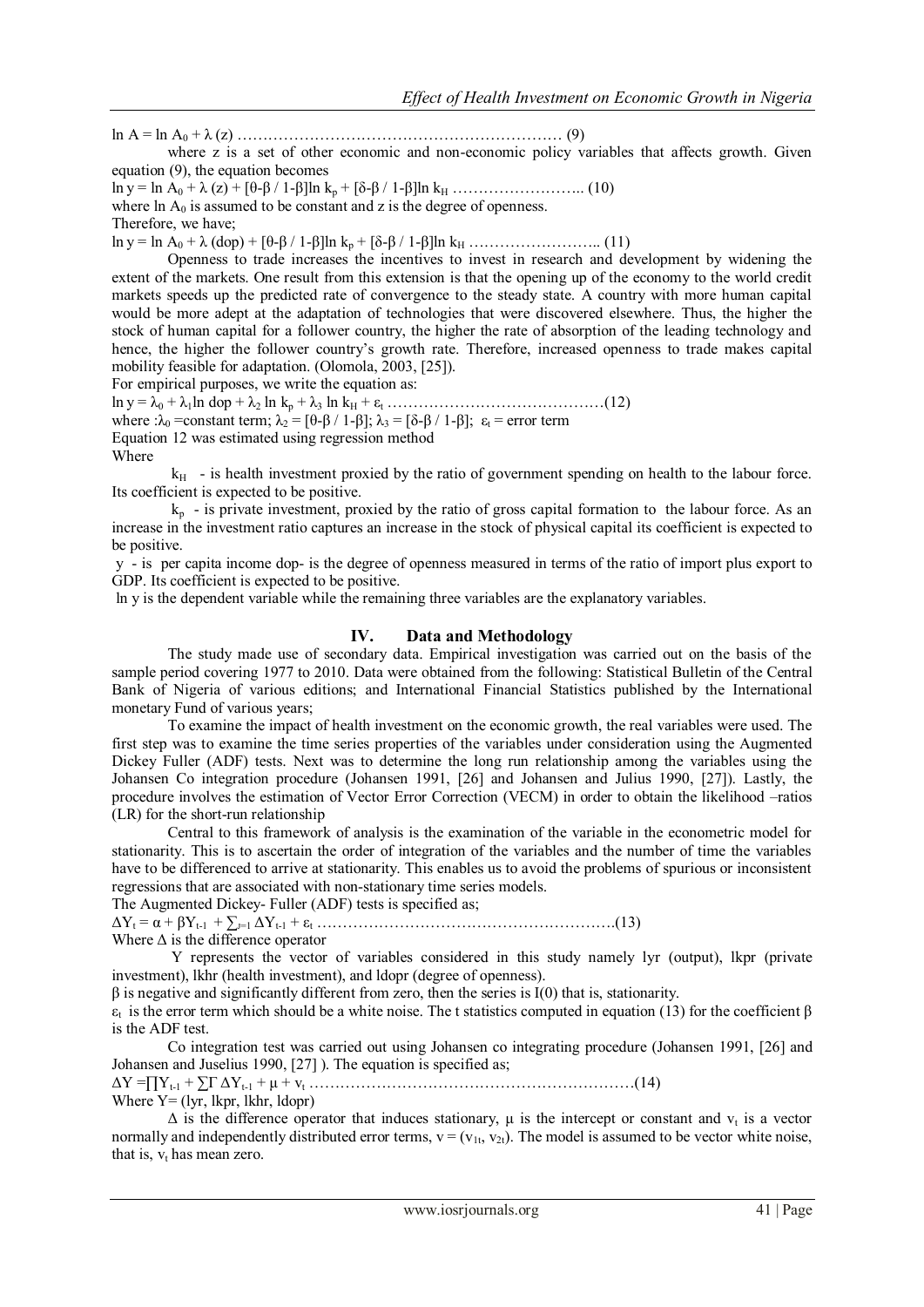$$\ln A = \ln A_0 + \lambda (z) \quad (9)$$

where z is a set of other economic and non-economic policy variables that affects growth. Given equation (9), the equation becomes

$$\ln y = \ln A_0 + \lambda (z) + [\theta\text{-}\beta / 1\text{-}\beta]\ln k_p + [\delta\text{-}\beta / 1\text{-}\beta]\ln k_H \quad (10)$$

where $\ln A_0$ is assumed to be constant and z is the degree of openness.

Therefore, we have;

$$\ln y = \ln A_0 + \lambda (dop) + [\theta\text{-}\beta / 1\text{-}\beta]\ln k_p + [\delta\text{-}\beta / 1\text{-}\beta]\ln k_H \quad (11)$$

Openness to trade increases the incentives to invest in research and development by widening the extent of the markets. One result from this extension is that the opening up of the economy to the world credit markets speeds up the predicted rate of convergence to the steady state. A country with more human capital would be more adept at the adaptation of technologies that were discovered elsewhere. Thus, the higher the stock of human capital for a follower country, the higher the rate of absorption of the leading technology and hence, the higher the follower country's growth rate. Therefore, increased openness to trade makes capital mobility feasible for adaptation. (Olomola, 2003, [25]).

For empirical purposes, we write the equation as:

$$\ln y = \lambda_0 + \lambda_1 \ln dop + \lambda_2 \ln k_p + \lambda_3 \ln k_H + \varepsilon_t \quad (12)$$

where : $\lambda_0$ =constant term; $\lambda_2 = [\theta\text{-}\beta / 1\text{-}\beta]$; $\lambda_3 = [\delta\text{-}\beta / 1\text{-}\beta]$; $\varepsilon_t$ = error term

Equation 12 was estimated using regression method

Where

$k_H$ - is health investment proxied by the ratio of government spending on health to the labour force. Its coefficient is expected to be positive.

$k_p$ - is private investment, proxied by the ratio of gross capital formation to the labour force. As an increase in the investment ratio captures an increase in the stock of physical capital its coefficient is expected to be positive.

y - is per capita income dop- is the degree of openness measured in terms of the ratio of import plus export to GDP. Its coefficient is expected to be positive.

ln y is the dependent variable while the remaining three variables are the explanatory variables.

## IV. Data and Methodology

The study made use of secondary data. Empirical investigation was carried out on the basis of the sample period covering 1977 to 2010. Data were obtained from the following: Statistical Bulletin of the Central Bank of Nigeria of various editions; and International Financial Statistics published by the International monetary Fund of various years;

To examine the impact of health investment on the economic growth, the real variables were used. The first step was to examine the time series properties of the variables under consideration using the Augmented Dickey Fuller (ADF) tests. Next was to determine the long run relationship among the variables using the Johansen Co integration procedure (Johansen 1991, [26] and Johansen and Julius 1990, [27]). Lastly, the procedure involves the estimation of Vector Error Correction (VECM) in order to obtain the likelihood –ratios (LR) for the short-run relationship

Central to this framework of analysis is the examination of the variable in the econometric model for stationarity. This is to ascertain the order of integration of the variables and the number of time the variables have to be differenced to arrive at stationarity. This enables us to avoid the problems of spurious or inconsistent regressions that are associated with non-stationary time series models.

The Augmented Dickey- Fuller (ADF) tests is specified as;

$$\Delta Y_t = \alpha + \beta Y_{t-1} + \sum_{J=1} \Delta Y_{t-1} + \varepsilon_t \quad (13)$$

Where $\Delta$ is the difference operator

Y represents the vector of variables considered in this study namely lyr (output), lkpr (private investment), lkhr (health investment), and ldopr (degree of openness).

$\beta$ is negative and significantly different from zero, then the series is I(0) that is, stationarity.

$\varepsilon_t$ is the error term which should be a white noise. The t statistics computed in equation (13) for the coefficient $\beta$ is the ADF test.

Co integration test was carried out using Johansen co integrating procedure (Johansen 1991, [26] and Johansen and Juselius 1990, [27] ). The equation is specified as;

$$\Delta Y = \prod Y_{t-1} + \sum \Gamma \Delta Y_{t-1} + \mu + v_t \quad (14)$$

Where Y= (lyr, lkpr, lkhr, ldopr)

$\Delta$ is the difference operator that induces stationary, $\mu$ is the intercept or constant and $v_t$ is a vector normally and independently distributed error terms, $v = (v_{1t}, v_{2t})$. The model is assumed to be vector white noise, that is, $v_t$ has mean zero.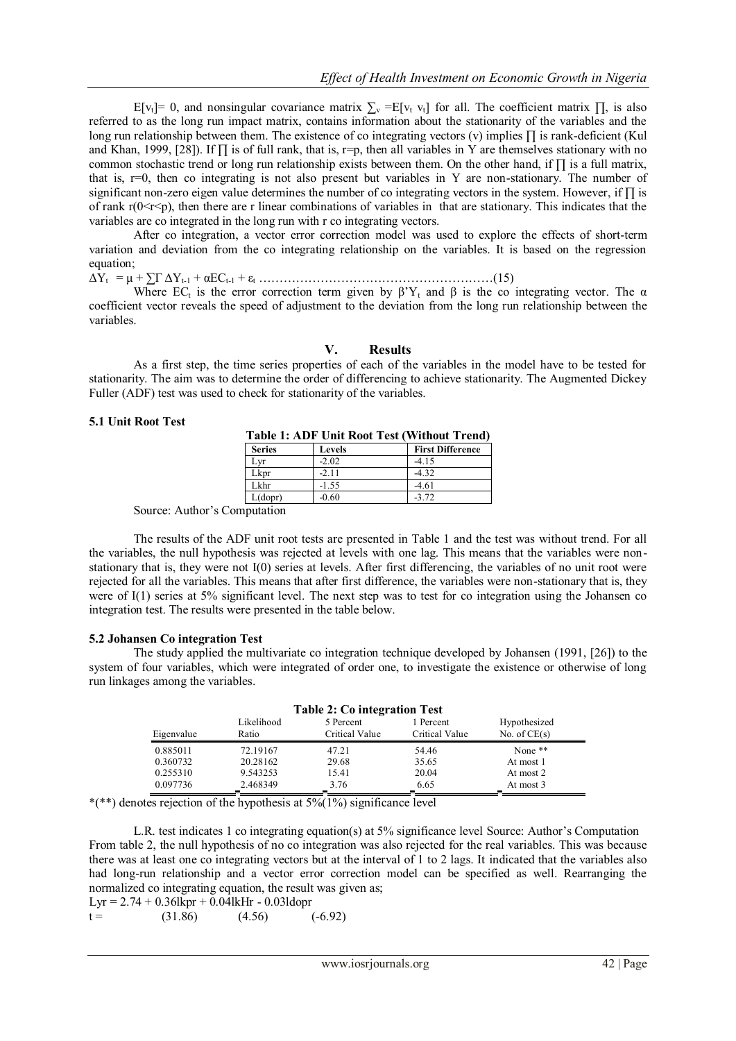$E[v_t]= 0$, and nonsingular covariance matrix $\sum_v = E[v_t\ v_t]$ for all. The coefficient matrix $\prod$, is also referred to as the long run impact matrix, contains information about the stationarity of the variables and the long run relationship between them. The existence of co integrating vectors (v) implies $\prod$ is rank-deficient (Kul and Khan, 1999, [28]). If $\prod$ is of full rank, that is, r=p, then all variables in Y are themselves stationary with no common stochastic trend or long run relationship exists between them. On the other hand, if $\prod$ is a full matrix, that is, r=0, then co integrating is not also present but variables in Y are non-stationary. The number of significant non-zero eigen value determines the number of co integrating vectors in the system. However, if $\prod$ is of rank r(0<r<p), then there are r linear combinations of variables in that are stationary. This indicates that the variables are co integrated in the long run with r co integrating vectors.

After co integration, a vector error correction model was used to explore the effects of short-term variation and deviation from the co integrating relationship on the variables. It is based on the regression equation;

$$\Delta Y_t = \mu + \sum\Gamma\, \Delta Y_{t-1} + \alpha EC_{t-1} + \varepsilon_t \quad \text{……………………………………………………(15)}$$

Where $EC_t$ is the error correction term given by $\beta' Y_t$ and $\beta$ is the co integrating vector. The $\alpha$ coefficient vector reveals the speed of adjustment to the deviation from the long run relationship between the variables.

## V. Results

As a first step, the time series properties of each of the variables in the model have to be tested for stationarity. The aim was to determine the order of differencing to achieve stationarity. The Augmented Dickey Fuller (ADF) test was used to check for stationarity of the variables.

### 5.1 Unit Root Test

**Table 1: ADF Unit Root Test (Without Trend)**

| Series | Levels | First Difference |
|---|---|---|
| Lyr | -2.02 | -4.15 |
| Lkpr | -2.11 | -4.32 |
| Lkhr | -1.55 | -4.61 |
| L(dopr) | -0.60 | -3.72 |

Source: Author's Computation

The results of the ADF unit root tests are presented in Table 1 and the test was without trend. For all the variables, the null hypothesis was rejected at levels with one lag. This means that the variables were non-stationary that is, they were not I(0) series at levels. After first differencing, the variables of no unit root were rejected for all the variables. This means that after first difference, the variables were non-stationary that is, they were of I(1) series at 5% significant level. The next step was to test for co integration using the Johansen co integration test. The results were presented in the table below.

### 5.2 Johansen Co integration Test

The study applied the multivariate co integration technique developed by Johansen (1991, [26]) to the system of four variables, which were integrated of order one, to investigate the existence or otherwise of long run linkages among the variables.

**Table 2: Co integration Test**

| Eigenvalue | Likelihood Ratio | 5 Percent Critical Value | 1 Percent Critical Value | Hypothesized No. of CE(s) |
|---|---|---|---|---|
| 0.885011 | 72.19167 | 47.21 | 54.46 | None ** |
| 0.360732 | 20.28162 | 29.68 | 35.65 | At most 1 |
| 0.255310 | 9.543253 | 15.41 | 20.04 | At most 2 |
| 0.097736 | 2.468349 | 3.76 | 6.65 | At most 3 |

*(**) denotes rejection of the hypothesis at 5%(1%) significance level

L.R. test indicates 1 co integrating equation(s) at 5% significance level Source: Author's Computation From table 2, the null hypothesis of no co integration was also rejected for the real variables. This was because there was at least one co integrating vectors but at the interval of 1 to 2 lags. It indicated that the variables also had long-run relationship and a vector error correction model can be specified as well. Rearranging the normalized co integrating equation, the result was given as;

$$Lyr = 2.74 + 0.36lkpr + 0.04lkHr - 0.03ldopr$$

$$t = \quad (31.86) \quad (4.56) \quad (-6.92)$$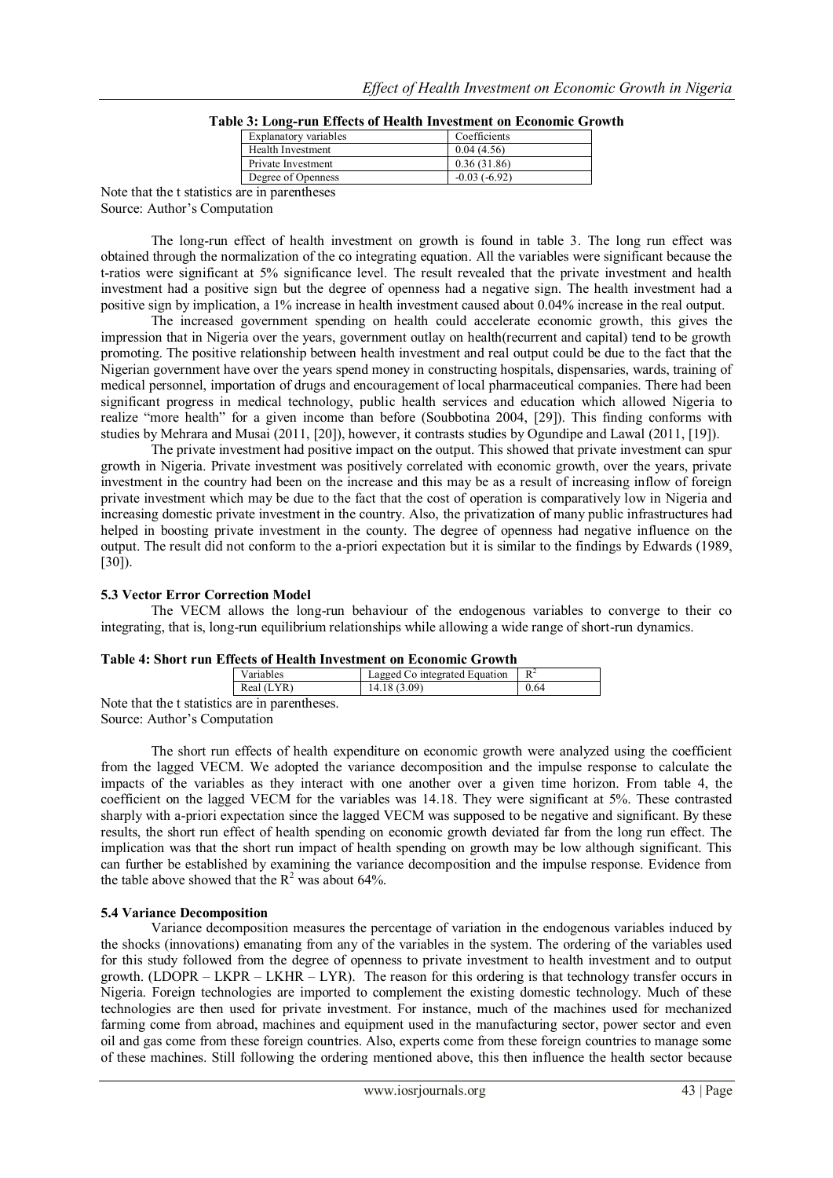**Table 3: Long-run Effects of Health Investment on Economic Growth**

| Explanatory variables | Coefficients |
| --- | --- |
| Health Investment | 0.04 (4.56) |
| Private Investment | 0.36 (31.86) |
| Degree of Openness | -0.03 (-6.92) |

Note that the t statistics are in parentheses
Source: Author's Computation

The long-run effect of health investment on growth is found in table 3. The long run effect was obtained through the normalization of the co integrating equation. All the variables were significant because the t-ratios were significant at 5% significance level. The result revealed that the private investment and health investment had a positive sign but the degree of openness had a negative sign. The health investment had a positive sign by implication, a 1% increase in health investment caused about 0.04% increase in the real output.

The increased government spending on health could accelerate economic growth, this gives the impression that in Nigeria over the years, government outlay on health(recurrent and capital) tend to be growth promoting. The positive relationship between health investment and real output could be due to the fact that the Nigerian government have over the years spend money in constructing hospitals, dispensaries, wards, training of medical personnel, importation of drugs and encouragement of local pharmaceutical companies. There had been significant progress in medical technology, public health services and education which allowed Nigeria to realize "more health" for a given income than before (Soubbotina 2004, [29]). This finding conforms with studies by Mehrara and Musai (2011, [20]), however, it contrasts studies by Ogundipe and Lawal (2011, [19]).

The private investment had positive impact on the output. This showed that private investment can spur growth in Nigeria. Private investment was positively correlated with economic growth, over the years, private investment in the country had been on the increase and this may be as a result of increasing inflow of foreign private investment which may be due to the fact that the cost of operation is comparatively low in Nigeria and increasing domestic private investment in the country. Also, the privatization of many public infrastructures had helped in boosting private investment in the county. The degree of openness had negative influence on the output. The result did not conform to the a-priori expectation but it is similar to the findings by Edwards (1989, [30]).

### 5.3 Vector Error Correction Model

The VECM allows the long-run behaviour of the endogenous variables to converge to their co integrating, that is, long-run equilibrium relationships while allowing a wide range of short-run dynamics.

**Table 4: Short run Effects of Health Investment on Economic Growth**

| Variables | Lagged Co integrated Equation | $R^2$ |
| --- | --- | --- |
| Real (LYR) | 14.18 (3.09) | 0.64 |

Note that the t statistics are in parentheses.
Source: Author's Computation

The short run effects of health expenditure on economic growth were analyzed using the coefficient from the lagged VECM. We adopted the variance decomposition and the impulse response to calculate the impacts of the variables as they interact with one another over a given time horizon. From table 4, the coefficient on the lagged VECM for the variables was 14.18. They were significant at 5%. These contrasted sharply with a-priori expectation since the lagged VECM was supposed to be negative and significant. By these results, the short run effect of health spending on economic growth deviated far from the long run effect. The implication was that the short run impact of health spending on growth may be low although significant. This can further be established by examining the variance decomposition and the impulse response. Evidence from the table above showed that the $R^2$ was about 64%.

### 5.4 Variance Decomposition

Variance decomposition measures the percentage of variation in the endogenous variables induced by the shocks (innovations) emanating from any of the variables in the system. The ordering of the variables used for this study followed from the degree of openness to private investment to health investment and to output growth. (LDOPR – LKPR – LKHR – LYR). The reason for this ordering is that technology transfer occurs in Nigeria. Foreign technologies are imported to complement the existing domestic technology. Much of these technologies are then used for private investment. For instance, much of the machines used for mechanized farming come from abroad, machines and equipment used in the manufacturing sector, power sector and even oil and gas come from these foreign countries. Also, experts come from these foreign countries to manage some of these machines. Still following the ordering mentioned above, this then influence the health sector because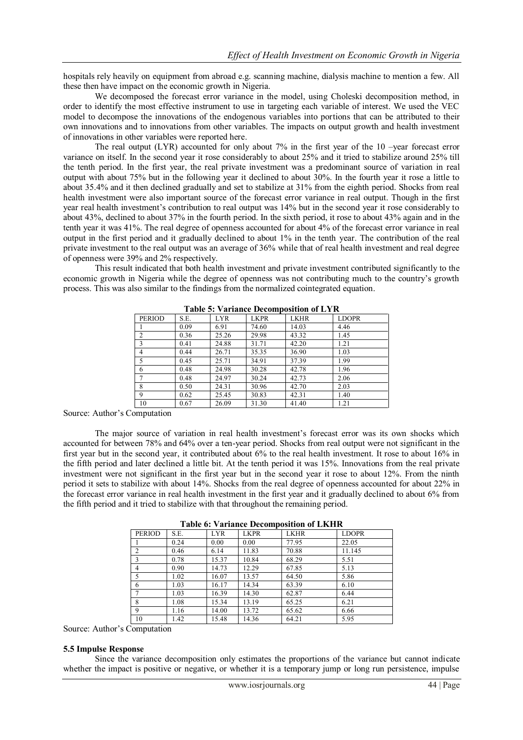hospitals rely heavily on equipment from abroad e.g. scanning machine, dialysis machine to mention a few. All these then have impact on the economic growth in Nigeria.

We decomposed the forecast error variance in the model, using Choleski decomposition method, in order to identify the most effective instrument to use in targeting each variable of interest. We used the VEC model to decompose the innovations of the endogenous variables into portions that can be attributed to their own innovations and to innovations from other variables. The impacts on output growth and health investment of innovations in other variables were reported here.

The real output (LYR) accounted for only about 7% in the first year of the 10 –year forecast error variance on itself. In the second year it rose considerably to about 25% and it tried to stabilize around 25% till the tenth period. In the first year, the real private investment was a predominant source of variation in real output with about 75% but in the following year it declined to about 30%. In the fourth year it rose a little to about 35.4% and it then declined gradually and set to stabilize at 31% from the eighth period. Shocks from real health investment were also important source of the forecast error variance in real output. Though in the first year real health investment's contribution to real output was 14% but in the second year it rose considerably to about 43%, declined to about 37% in the fourth period. In the sixth period, it rose to about 43% again and in the tenth year it was 41%. The real degree of openness accounted for about 4% of the forecast error variance in real output in the first period and it gradually declined to about 1% in the tenth year. The contribution of the real private investment to the real output was an average of 36% while that of real health investment and real degree of openness were 39% and 2% respectively.

This result indicated that both health investment and private investment contributed significantly to the economic growth in Nigeria while the degree of openness was not contributing much to the country's growth process. This was also similar to the findings from the normalized cointegrated equation.

**Table 5: Variance Decomposition of LYR**

| PERIOD | S.E. | LYR | LKPR | LKHR | LDOPR |
|---|---|---|---|---|---|
| 1 | 0.09 | 6.91 | 74.60 | 14.03 | 4.46 |
| 2 | 0.36 | 25.26 | 29.98 | 43.32 | 1.45 |
| 3 | 0.41 | 24.88 | 31.71 | 42.20 | 1.21 |
| 4 | 0.44 | 26.71 | 35.35 | 36.90 | 1.03 |
| 5 | 0.45 | 25.71 | 34.91 | 37.39 | 1.99 |
| 6 | 0.48 | 24.98 | 30.28 | 42.78 | 1.96 |
| 7 | 0.48 | 24.97 | 30.24 | 42.73 | 2.06 |
| 8 | 0.50 | 24.31 | 30.96 | 42.70 | 2.03 |
| 9 | 0.62 | 25.45 | 30.83 | 42.31 | 1.40 |
| 10 | 0.67 | 26.09 | 31.30 | 41.40 | 1.21 |

Source: Author's Computation

The major source of variation in real health investment's forecast error was its own shocks which accounted for between 78% and 64% over a ten-year period. Shocks from real output were not significant in the first year but in the second year, it contributed about 6% to the real health investment. It rose to about 16% in the fifth period and later declined a little bit. At the tenth period it was 15%. Innovations from the real private investment were not significant in the first year but in the second year it rose to about 12%. From the ninth period it sets to stabilize with about 14%. Shocks from the real degree of openness accounted for about 22% in the forecast error variance in real health investment in the first year and it gradually declined to about 6% from the fifth period and it tried to stabilize with that throughout the remaining period.

**Table 6: Variance Decomposition of LKHR**

| PERIOD | S.E. | LYR | LKPR | LKHR | LDOPR |
|---|---|---|---|---|---|
| 1 | 0.24 | 0.00 | 0.00 | 77.95 | 22.05 |
| 2 | 0.46 | 6.14 | 11.83 | 70.88 | 11.145 |
| 3 | 0.78 | 15.37 | 10.84 | 68.29 | 5.51 |
| 4 | 0.90 | 14.73 | 12.29 | 67.85 | 5.13 |
| 5 | 1.02 | 16.07 | 13.57 | 64.50 | 5.86 |
| 6 | 1.03 | 16.17 | 14.34 | 63.39 | 6.10 |
| 7 | 1.03 | 16.39 | 14.30 | 62.87 | 6.44 |
| 8 | 1.08 | 15.34 | 13.19 | 65.25 | 6.21 |
| 9 | 1.16 | 14.00 | 13.72 | 65.62 | 6.66 |
| 10 | 1.42 | 15.48 | 14.36 | 64.21 | 5.95 |

Source: Author's Computation

### 5.5 Impulse Response

Since the variance decomposition only estimates the proportions of the variance but cannot indicate whether the impact is positive or negative, or whether it is a temporary jump or long run persistence, impulse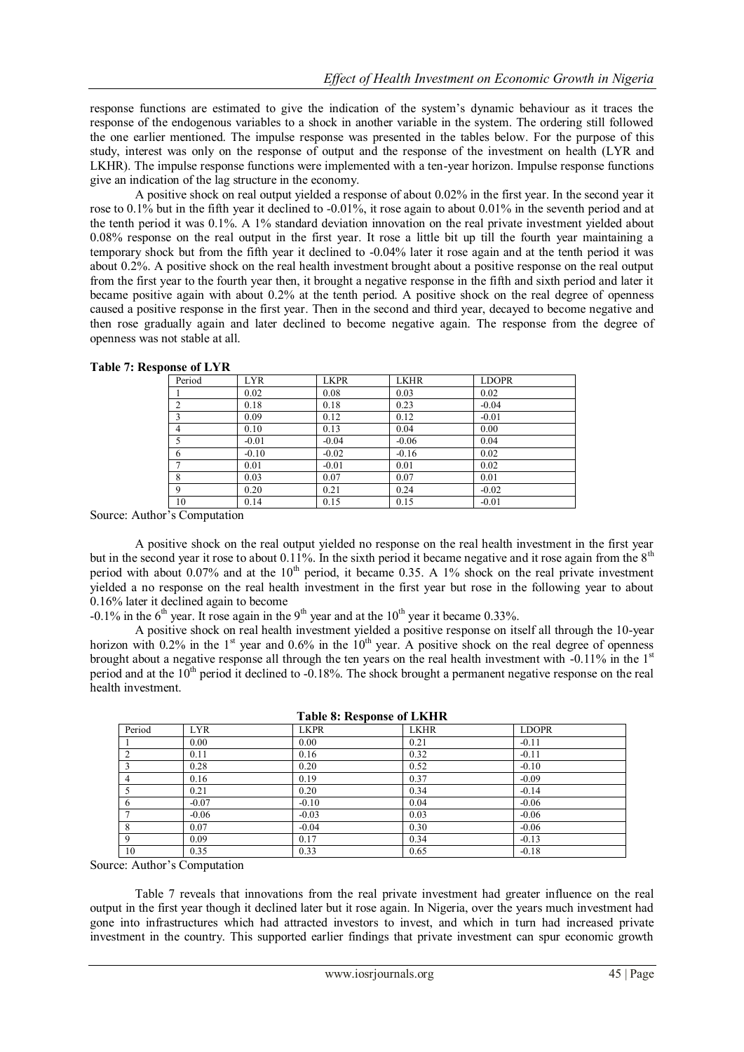response functions are estimated to give the indication of the system's dynamic behaviour as it traces the response of the endogenous variables to a shock in another variable in the system. The ordering still followed the one earlier mentioned. The impulse response was presented in the tables below. For the purpose of this study, interest was only on the response of output and the response of the investment on health (LYR and LKHR). The impulse response functions were implemented with a ten-year horizon. Impulse response functions give an indication of the lag structure in the economy.

A positive shock on real output yielded a response of about 0.02% in the first year. In the second year it rose to 0.1% but in the fifth year it declined to -0.01%, it rose again to about 0.01% in the seventh period and at the tenth period it was 0.1%. A 1% standard deviation innovation on the real private investment yielded about 0.08% response on the real output in the first year. It rose a little bit up till the fourth year maintaining a temporary shock but from the fifth year it declined to -0.04% later it rose again and at the tenth period it was about 0.2%. A positive shock on the real health investment brought about a positive response on the real output from the first year to the fourth year then, it brought a negative response in the fifth and sixth period and later it became positive again with about 0.2% at the tenth period. A positive shock on the real degree of openness caused a positive response in the first year. Then in the second and third year, decayed to become negative and then rose gradually again and later declined to become negative again. The response from the degree of openness was not stable at all.

**Table 7: Response of LYR**

| Period | LYR | LKPR | LKHR | LDOPR |
|---|---|---|---|---|
| 1 | 0.02 | 0.08 | 0.03 | 0.02 |
| 2 | 0.18 | 0.18 | 0.23 | -0.04 |
| 3 | 0.09 | 0.12 | 0.12 | -0.01 |
| 4 | 0.10 | 0.13 | 0.04 | 0.00 |
| 5 | -0.01 | -0.04 | -0.06 | 0.04 |
| 6 | -0.10 | -0.02 | -0.16 | 0.02 |
| 7 | 0.01 | -0.01 | 0.01 | 0.02 |
| 8 | 0.03 | 0.07 | 0.07 | 0.01 |
| 9 | 0.20 | 0.21 | 0.24 | -0.02 |
| 10 | 0.14 | 0.15 | 0.15 | -0.01 |

Source: Author's Computation

A positive shock on the real output yielded no response on the real health investment in the first year but in the second year it rose to about 0.11%. In the sixth period it became negative and it rose again from the 8th period with about 0.07% and at the 10th period, it became 0.35. A 1% shock on the real private investment yielded a no response on the real health investment in the first year but rose in the following year to about 0.16% later it declined again to become
-0.1% in the 6th year. It rose again in the 9th year and at the 10th year it became 0.33%.

A positive shock on real health investment yielded a positive response on itself all through the 10-year horizon with 0.2% in the 1st year and 0.6% in the 10th year. A positive shock on the real degree of openness brought about a negative response all through the ten years on the real health investment with -0.11% in the 1st period and at the 10th period it declined to -0.18%. The shock brought a permanent negative response on the real health investment.

**Table 8: Response of LKHR**

| Period | LYR | LKPR | LKHR | LDOPR |
|---|---|---|---|---|
| 1 | 0.00 | 0.00 | 0.21 | -0.11 |
| 2 | 0.11 | 0.16 | 0.32 | -0.11 |
| 3 | 0.28 | 0.20 | 0.52 | -0.10 |
| 4 | 0.16 | 0.19 | 0.37 | -0.09 |
| 5 | 0.21 | 0.20 | 0.34 | -0.14 |
| 6 | -0.07 | -0.10 | 0.04 | -0.06 |
| 7 | -0.06 | -0.03 | 0.03 | -0.06 |
| 8 | 0.07 | -0.04 | 0.30 | -0.06 |
| 9 | 0.09 | 0.17 | 0.34 | -0.13 |
| 10 | 0.35 | 0.33 | 0.65 | -0.18 |

Source: Author's Computation

Table 7 reveals that innovations from the real private investment had greater influence on the real output in the first year though it declined later but it rose again. In Nigeria, over the years much investment had gone into infrastructures which had attracted investors to invest, and which in turn had increased private investment in the country. This supported earlier findings that private investment can spur economic growth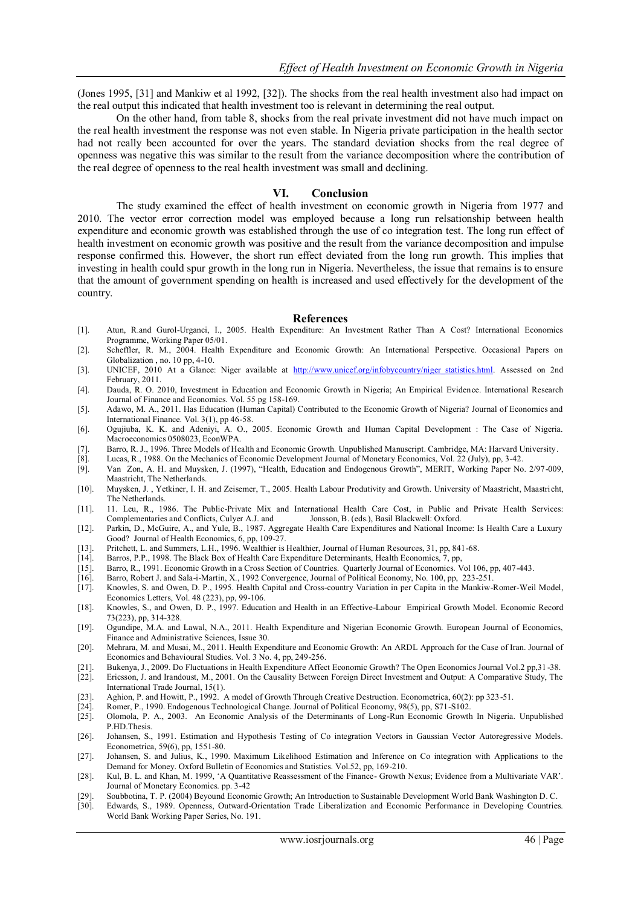(Jones 1995, [31] and Mankiw et al 1992, [32]). The shocks from the real health investment also had impact on the real output this indicated that health investment too is relevant in determining the real output.

On the other hand, from table 8, shocks from the real private investment did not have much impact on the real health investment the response was not even stable. In Nigeria private participation in the health sector had not really been accounted for over the years. The standard deviation shocks from the real degree of openness was negative this was similar to the result from the variance decomposition where the contribution of the real degree of openness to the real health investment was small and declining.

## VI. Conclusion

The study examined the effect of health investment on economic growth in Nigeria from 1977 and 2010. The vector error correction model was employed because a long run relsationship between health expenditure and economic growth was established through the use of co integration test. The long run effect of health investment on economic growth was positive and the result from the variance decomposition and impulse response confirmed this. However, the short run effect deviated from the long run growth. This implies that investing in health could spur growth in the long run in Nigeria. Nevertheless, the issue that remains is to ensure that the amount of government spending on health is increased and used effectively for the development of the country.

## References

[1]. Atun, R.and Gurol-Urganci, I., 2005. Health Expenditure: An Investment Rather Than A Cost? International Economics Programme, Working Paper 05/01.

[2]. Scheffler, R. M., 2004. Health Expenditure and Economic Growth: An International Perspective. Occasional Papers on Globalization , no. 10 pp, 4-10.

[3]. UNICEF, 2010 At a Glance: Niger available at http://www.unicef.org/infobycountry/niger_statistics.html. Assessed on 2nd February, 2011.

[4]. Dauda, R. O. 2010, Investment in Education and Economic Growth in Nigeria; An Empirical Evidence. International Research Journal of Finance and Economics. Vol. 55 pg 158-169.

[5]. Adawo, M. A., 2011. Has Education (Human Capital) Contributed to the Economic Growth of Nigeria? Journal of Economics and International Finance. Vol. 3(1), pp 46-58.

[6]. Ogujiuba, K. K. and Adeniyi, A. O., 2005. Economic Growth and Human Capital Development : The Case of Nigeria. Macroeconomics 0508023, EconWPA.

[7]. Barro, R. J., 1996. Three Models of Health and Economic Growth. Unpublished Manuscript. Cambridge, MA: Harvard University.

[8]. Lucas, R., 1988. On the Mechanics of Economic Development Journal of Monetary Economics, Vol. 22 (July), pp, 3-42.

[9]. Van Zon, A. H. and Muysken, J. (1997), "Health, Education and Endogenous Growth", MERIT, Working Paper No. 2/97-009, Maastricht, The Netherlands.

[10]. Muysken, J. , Yetkiner, I. H. and Zeisemer, T., 2005. Health Labour Produtivity and Growth. University of Maastricht, Maastricht, The Netherlands.

[11]. 11. Leu, R., 1986. The Public-Private Mix and International Health Care Cost, in Public and Private Health Services: Complementaries and Conflicts, Culyer A.J. and Jonsson, B. (eds.), Basil Blackwell: Oxford.

[12]. Parkin, D., McGuire, A., and Yule, B., 1987. Aggregate Health Care Expenditures and National Income: Is Health Care a Luxury Good? Journal of Health Economics, 6, pp, 109-27.

[13]. Pritchett, L. and Summers, L.H., 1996. Wealthier is Healthier, Journal of Human Resources, 31, pp, 841-68.

[14]. Barros, P.P., 1998. The Black Box of Health Care Expenditure Determinants, Health Economics, 7, pp,

[15]. Barro, R., 1991. Economic Growth in a Cross Section of Countries. Quarterly Journal of Economics. Vol 106, pp, 407-443.

[16]. Barro, Robert J. and Sala-i-Martin, X., 1992 Convergence, Journal of Political Economy, No. 100, pp, 223-251.

[17]. Knowles, S. and Owen, D. P., 1995. Health Capital and Cross-country Variation in per Capita in the Mankiw-Romer-Weil Model, Economics Letters, Vol. 48 (223), pp, 99-106.

[18]. Knowles, S., and Owen, D. P., 1997. Education and Health in an Effective-Labour Empirical Growth Model. Economic Record 73(223), pp, 314-328.

[19]. Ogundipe, M.A. and Lawal, N.A., 2011. Health Expenditure and Nigerian Economic Growth. European Journal of Economics, Finance and Administrative Sciences, Issue 30.

[20]. Mehrara, M. and Musai, M., 2011. Health Expenditure and Economic Growth: An ARDL Approach for the Case of Iran. Journal of Economics and Behavioural Studies. Vol. 3 No. 4, pp, 249-256.

[21]. Bukenya, J., 2009. Do Fluctuations in Health Expenditure Affect Economic Growth? The Open Economics Journal Vol.2 pp,31-38.

[22]. Ericsson, J. and Irandoust, M., 2001. On the Causality Between Foreign Direct Investment and Output: A Comparative Study, The International Trade Journal, 15(1).

[23]. Aghion, P. and Howitt, P., 1992. A model of Growth Through Creative Destruction. Econometrica, 60(2): pp 323-51.

[24]. Romer, P., 1990. Endogenous Technological Change. Journal of Political Economy, 98(5), pp, S71-S102.

[25]. Olomola, P. A., 2003. An Economic Analysis of the Determinants of Long-Run Economic Growth In Nigeria. Unpublished P.HD.Thesis.

[26]. Johansen, S., 1991. Estimation and Hypothesis Testing of Co integration Vectors in Gaussian Vector Autoregressive Models. Econometrica, 59(6), pp, 1551-80.

[27]. Johansen, S. and Julius, K., 1990. Maximum Likelihood Estimation and Inference on Co integration with Applications to the Demand for Money. Oxford Bulletin of Economics and Statistics. Vol.52, pp, 169-210.

[28]. Kul, B. L. and Khan, M. 1999, 'A Quantitative Reassessment of the Finance- Growth Nexus; Evidence from a Multivariate VAR'. Journal of Monetary Economics. pp. 3-42

[29]. Soubbotina, T. P. (2004) Beyound Economic Growth; An Introduction to Sustainable Development World Bank Washington D. C.

[30]. Edwards, S., 1989. Openness, Outward-Orientation Trade Liberalization and Economic Performance in Developing Countries. World Bank Working Paper Series, No. 191.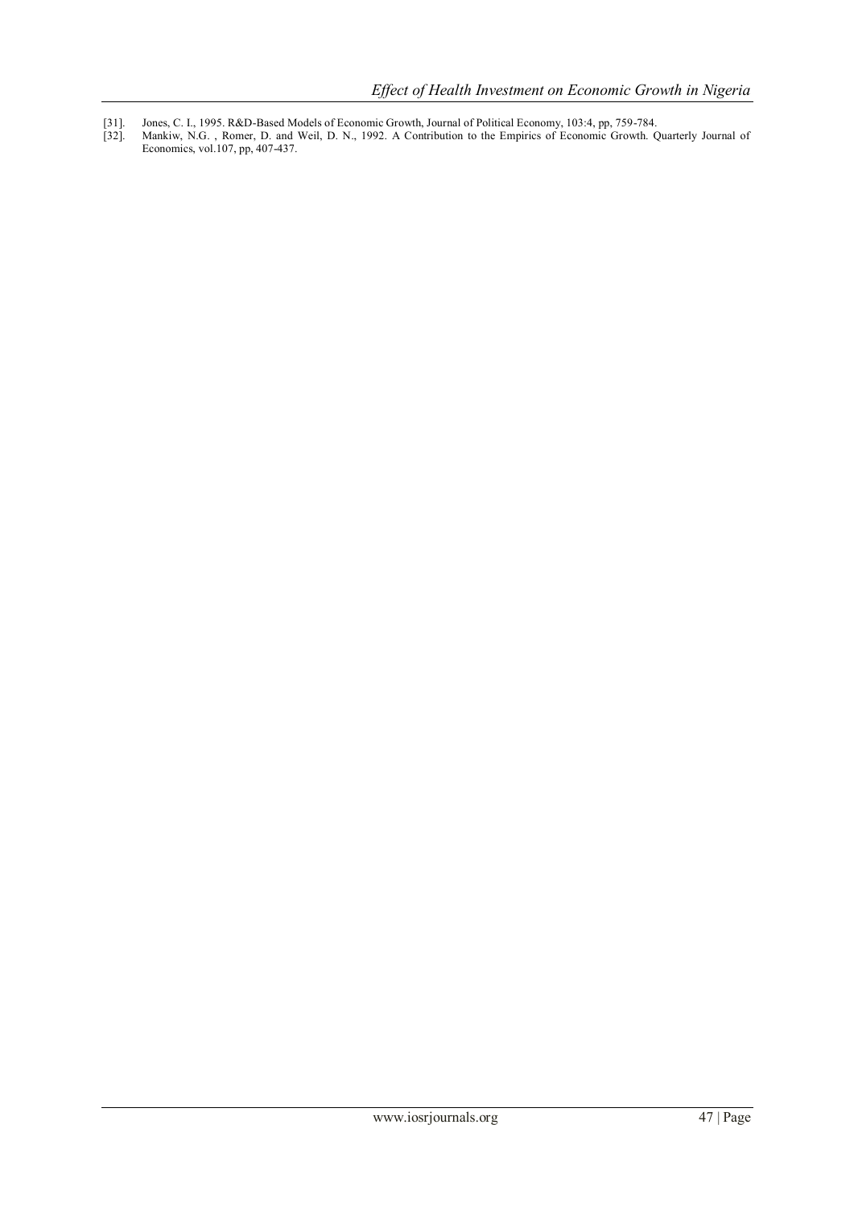[31]. Jones, C. I., 1995. R&D-Based Models of Economic Growth, Journal of Political Economy, 103:4, pp, 759-784.

[32]. Mankiw, N.G. , Romer, D. and Weil, D. N., 1992. A Contribution to the Empirics of Economic Growth. Quarterly Journal of Economics, vol.107, pp, 407-437.